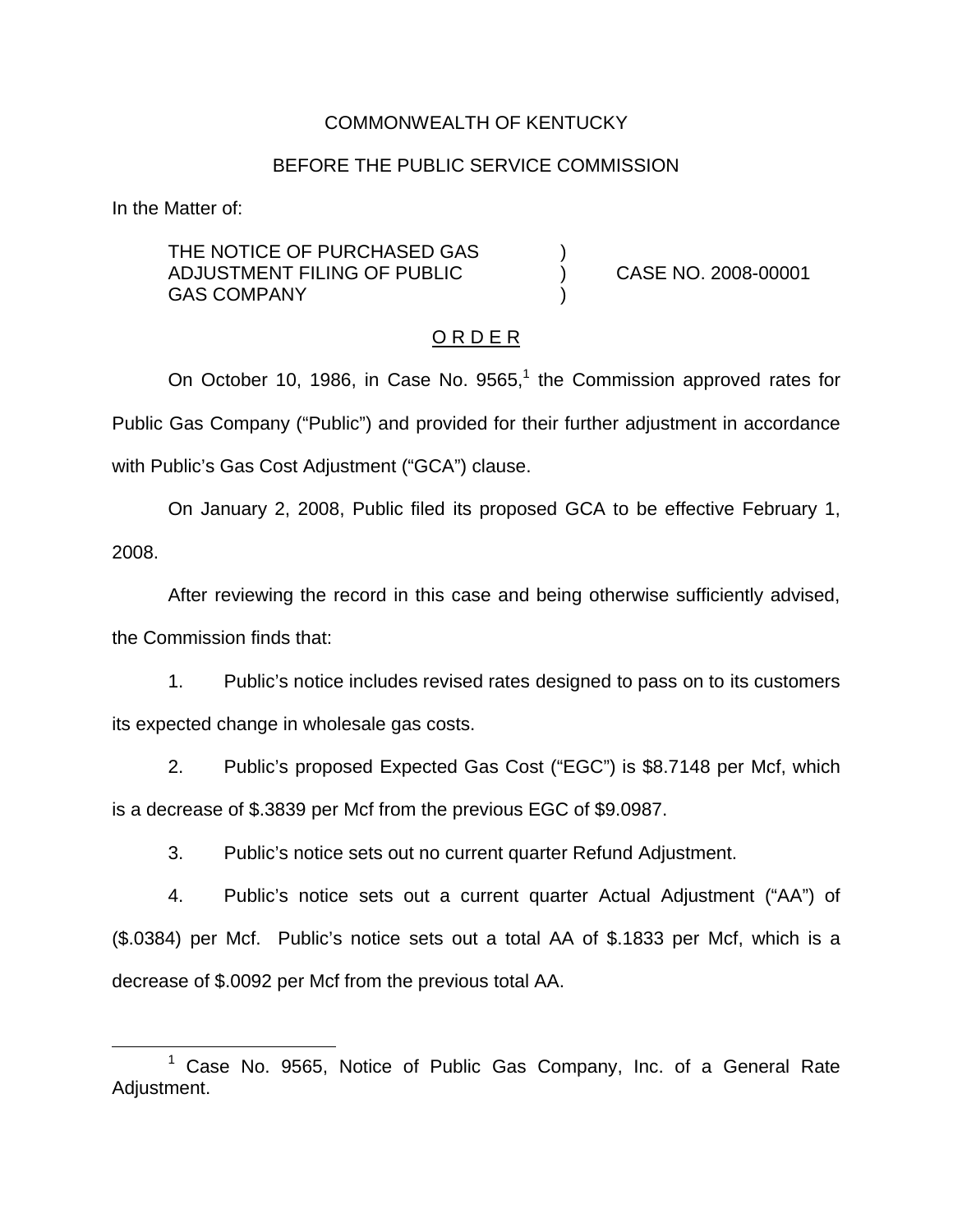COMMONWEALTH OF KENTUCKY

BEFORE THE PUBLIC SERVICE COMMISSION

In the Matter of:

| | | |
|---|---|---|
| THE NOTICE OF PURCHASED GAS ADJUSTMENT FILING OF PUBLIC GAS COMPANY | ) ) ) | CASE NO. 2008-00001 |

O R D E R

On October 10, 1986, in Case No. 9565,[1] the Commission approved rates for Public Gas Company ("Public") and provided for their further adjustment in accordance with Public's Gas Cost Adjustment ("GCA") clause.

On January 2, 2008, Public filed its proposed GCA to be effective February 1, 2008.

After reviewing the record in this case and being otherwise sufficiently advised, the Commission finds that:

1. Public's notice includes revised rates designed to pass on to its customers its expected change in wholesale gas costs.

2. Public's proposed Expected Gas Cost ("EGC") is $8.7148 per Mcf, which is a decrease of $.3839 per Mcf from the previous EGC of $9.0987.

3. Public's notice sets out no current quarter Refund Adjustment.

4. Public's notice sets out a current quarter Actual Adjustment ("AA") of ($.0384) per Mcf. Public's notice sets out a total AA of $.1833 per Mcf, which is a decrease of $.0092 per Mcf from the previous total AA.

[1] Case No. 9565, Notice of Public Gas Company, Inc. of a General Rate Adjustment.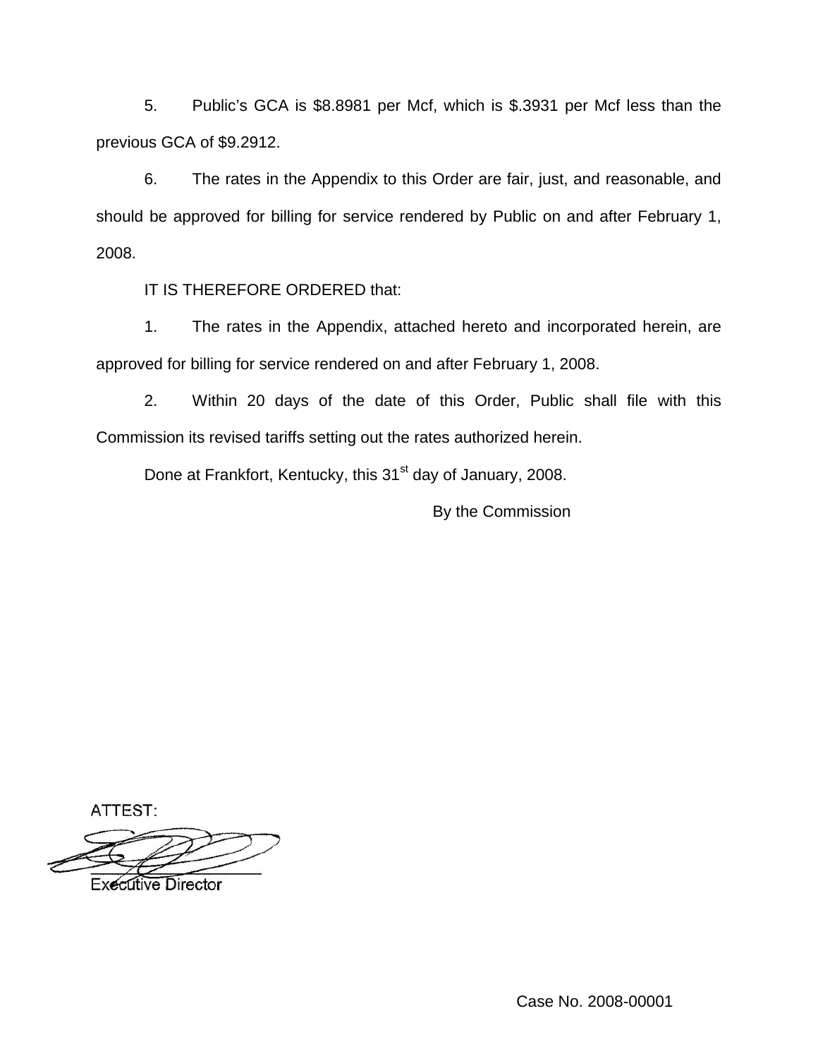5. Public's GCA is $8.8981 per Mcf, which is $.3931 per Mcf less than the previous GCA of $9.2912.

6. The rates in the Appendix to this Order are fair, just, and reasonable, and should be approved for billing for service rendered by Public on and after February 1, 2008.

IT IS THEREFORE ORDERED that:

1. The rates in the Appendix, attached hereto and incorporated herein, are approved for billing for service rendered on and after February 1, 2008.

2. Within 20 days of the date of this Order, Public shall file with this Commission its revised tariffs setting out the rates authorized herein.

Done at Frankfort, Kentucky, this 31st day of January, 2008.

By the Commission

ATTEST:

Executive Director

Case No. 2008-00001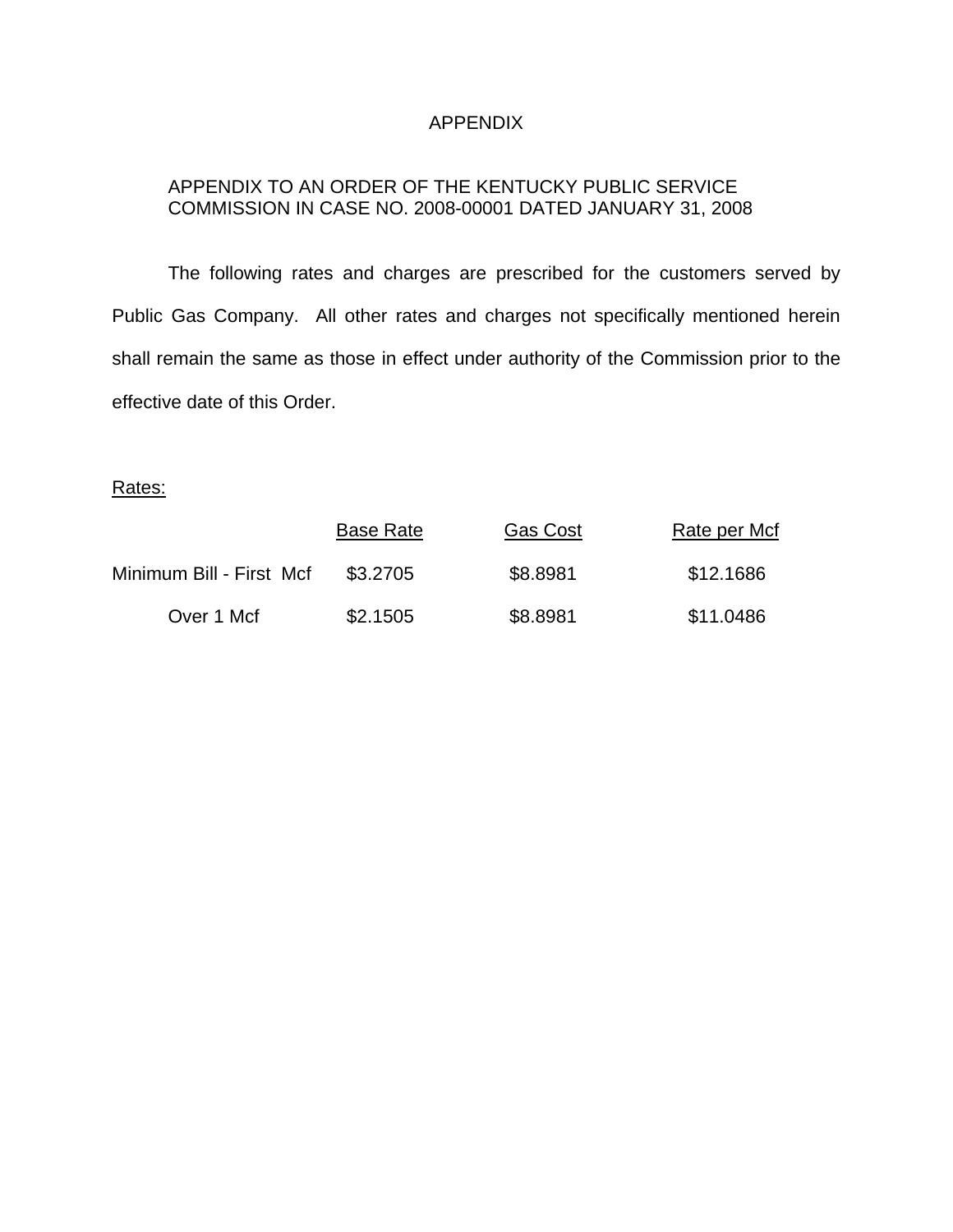# APPENDIX

APPENDIX TO AN ORDER OF THE KENTUCKY PUBLIC SERVICE COMMISSION IN CASE NO. 2008-00001 DATED JANUARY 31, 2008

The following rates and charges are prescribed for the customers served by Public Gas Company. All other rates and charges not specifically mentioned herein shall remain the same as those in effect under authority of the Commission prior to the effective date of this Order.

Rates:

| | Base Rate | Gas Cost | Rate per Mcf |
|---|---|---|---|
| Minimum Bill - First Mcf | $3.2705 | $8.8981 | $12.1686 |
| Over 1 Mcf | $2.1505 | $8.8981 | $11.0486 |